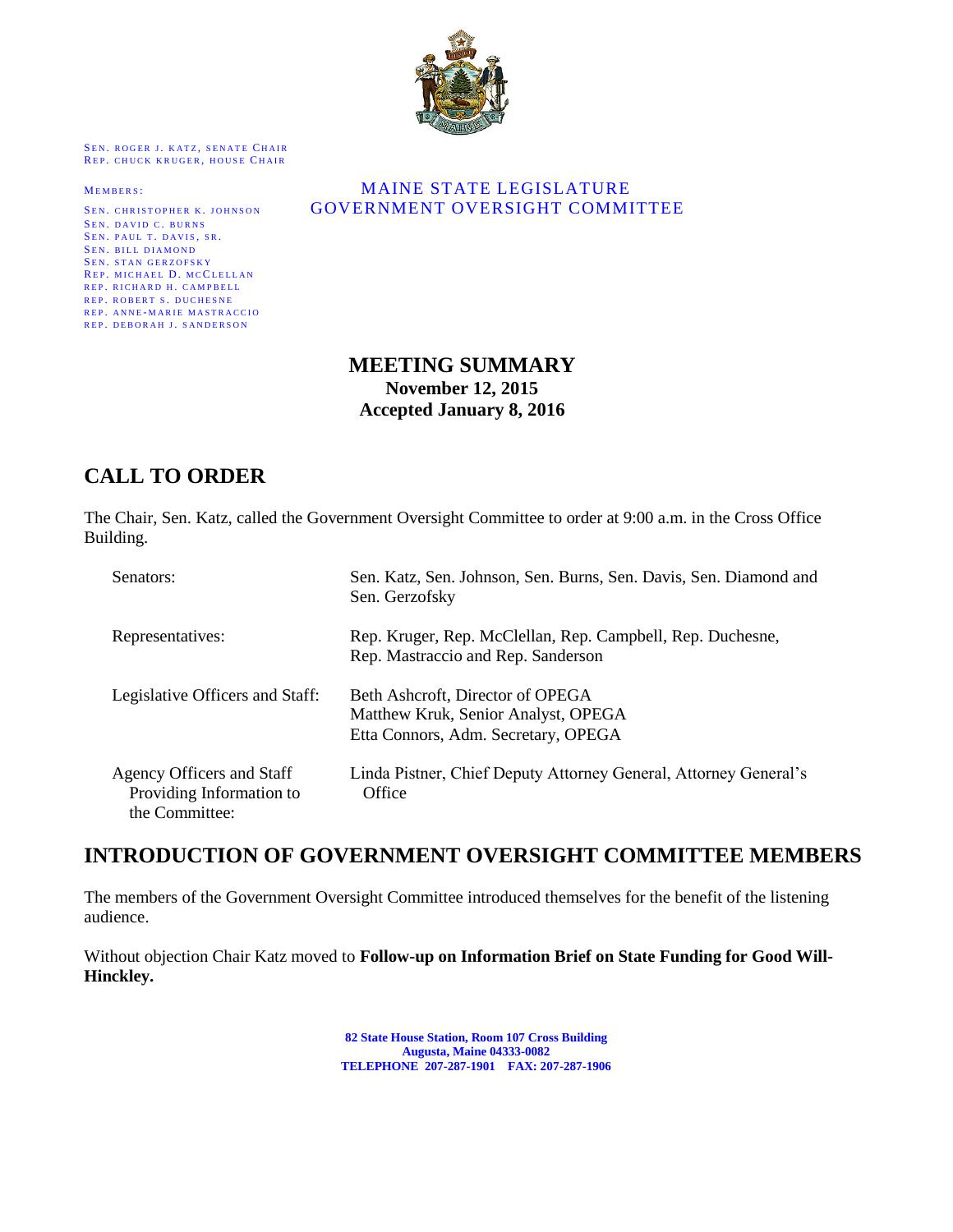SEN. ROGER J. KATZ, SENATE CHAIR
REP. CHUCK KRUGER, HOUSE CHAIR

MEMBERS:

SEN. CHRISTOPHER K. JOHNSON
SEN. DAVID C. BURNS
SEN. PAUL T. DAVIS, SR.
SEN. BILL DIAMOND
SEN. STAN GERZOFSKY
REP. MICHAEL D. MCCLELLAN
REP. RICHARD H. CAMPBELL
REP. ROBERT S. DUCHESNE
REP. ANNE-MARIE MASTRACCIO
REP. DEBORAH J. SANDERSON

MAINE STATE LEGISLATURE
GOVERNMENT OVERSIGHT COMMITTEE

# MEETING SUMMARY

**November 12, 2015**
**Accepted January 8, 2016**

## CALL TO ORDER

The Chair, Sen. Katz, called the Government Oversight Committee to order at 9:00 a.m. in the Cross Office Building.

| | |
|---|---|
| Senators: | Sen. Katz, Sen. Johnson, Sen. Burns, Sen. Davis, Sen. Diamond and Sen. Gerzofsky |
| Representatives: | Rep. Kruger, Rep. McClellan, Rep. Campbell, Rep. Duchesne, Rep. Mastraccio and Rep. Sanderson |
| Legislative Officers and Staff: | Beth Ashcroft, Director of OPEGA<br>Matthew Kruk, Senior Analyst, OPEGA<br>Etta Connors, Adm. Secretary, OPEGA |
| Agency Officers and Staff Providing Information to the Committee: | Linda Pistner, Chief Deputy Attorney General, Attorney General's Office |

## INTRODUCTION OF GOVERNMENT OVERSIGHT COMMITTEE MEMBERS

The members of the Government Oversight Committee introduced themselves for the benefit of the listening audience.

Without objection Chair Katz moved to **Follow-up on Information Brief on State Funding for Good Will-Hinckley.**

82 State House Station, Room 107 Cross Building
Augusta, Maine 04333-0082
TELEPHONE 207-287-1901 FAX: 207-287-1906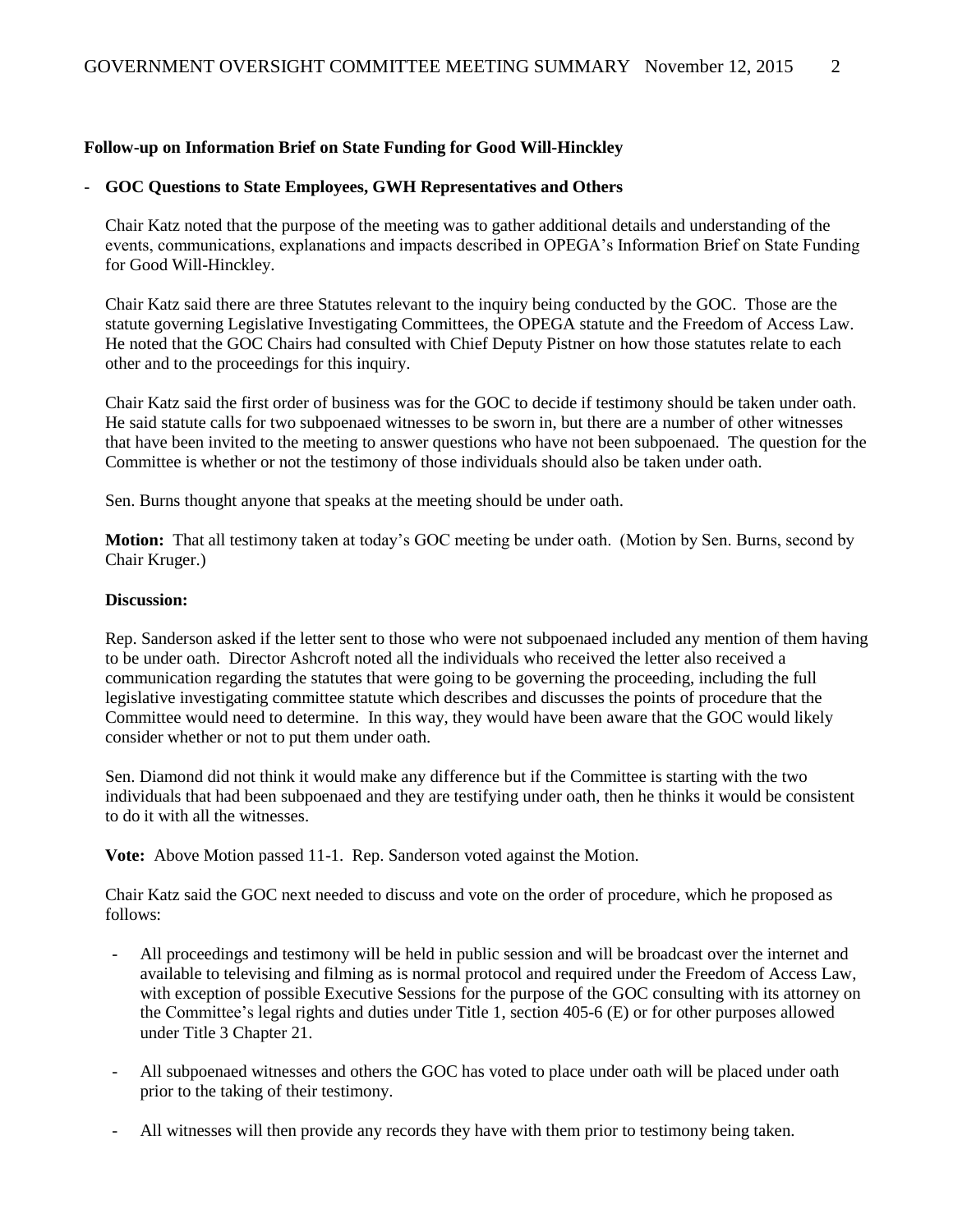**Follow-up on Information Brief on State Funding for Good Will-Hinckley**

- **GOC Questions to State Employees, GWH Representatives and Others**

Chair Katz noted that the purpose of the meeting was to gather additional details and understanding of the events, communications, explanations and impacts described in OPEGA's Information Brief on State Funding for Good Will-Hinckley.

Chair Katz said there are three Statutes relevant to the inquiry being conducted by the GOC. Those are the statute governing Legislative Investigating Committees, the OPEGA statute and the Freedom of Access Law. He noted that the GOC Chairs had consulted with Chief Deputy Pistner on how those statutes relate to each other and to the proceedings for this inquiry.

Chair Katz said the first order of business was for the GOC to decide if testimony should be taken under oath. He said statute calls for two subpoenaed witnesses to be sworn in, but there are a number of other witnesses that have been invited to the meeting to answer questions who have not been subpoenaed. The question for the Committee is whether or not the testimony of those individuals should also be taken under oath.

Sen. Burns thought anyone that speaks at the meeting should be under oath.

**Motion:** That all testimony taken at today's GOC meeting be under oath. (Motion by Sen. Burns, second by Chair Kruger.)

**Discussion:**

Rep. Sanderson asked if the letter sent to those who were not subpoenaed included any mention of them having to be under oath. Director Ashcroft noted all the individuals who received the letter also received a communication regarding the statutes that were going to be governing the proceeding, including the full legislative investigating committee statute which describes and discusses the points of procedure that the Committee would need to determine. In this way, they would have been aware that the GOC would likely consider whether or not to put them under oath.

Sen. Diamond did not think it would make any difference but if the Committee is starting with the two individuals that had been subpoenaed and they are testifying under oath, then he thinks it would be consistent to do it with all the witnesses.

**Vote:** Above Motion passed 11-1. Rep. Sanderson voted against the Motion.

Chair Katz said the GOC next needed to discuss and vote on the order of procedure, which he proposed as follows:

- All proceedings and testimony will be held in public session and will be broadcast over the internet and available to televising and filming as is normal protocol and required under the Freedom of Access Law, with exception of possible Executive Sessions for the purpose of the GOC consulting with its attorney on the Committee's legal rights and duties under Title 1, section 405-6 (E) or for other purposes allowed under Title 3 Chapter 21.
- All subpoenaed witnesses and others the GOC has voted to place under oath will be placed under oath prior to the taking of their testimony.
- All witnesses will then provide any records they have with them prior to testimony being taken.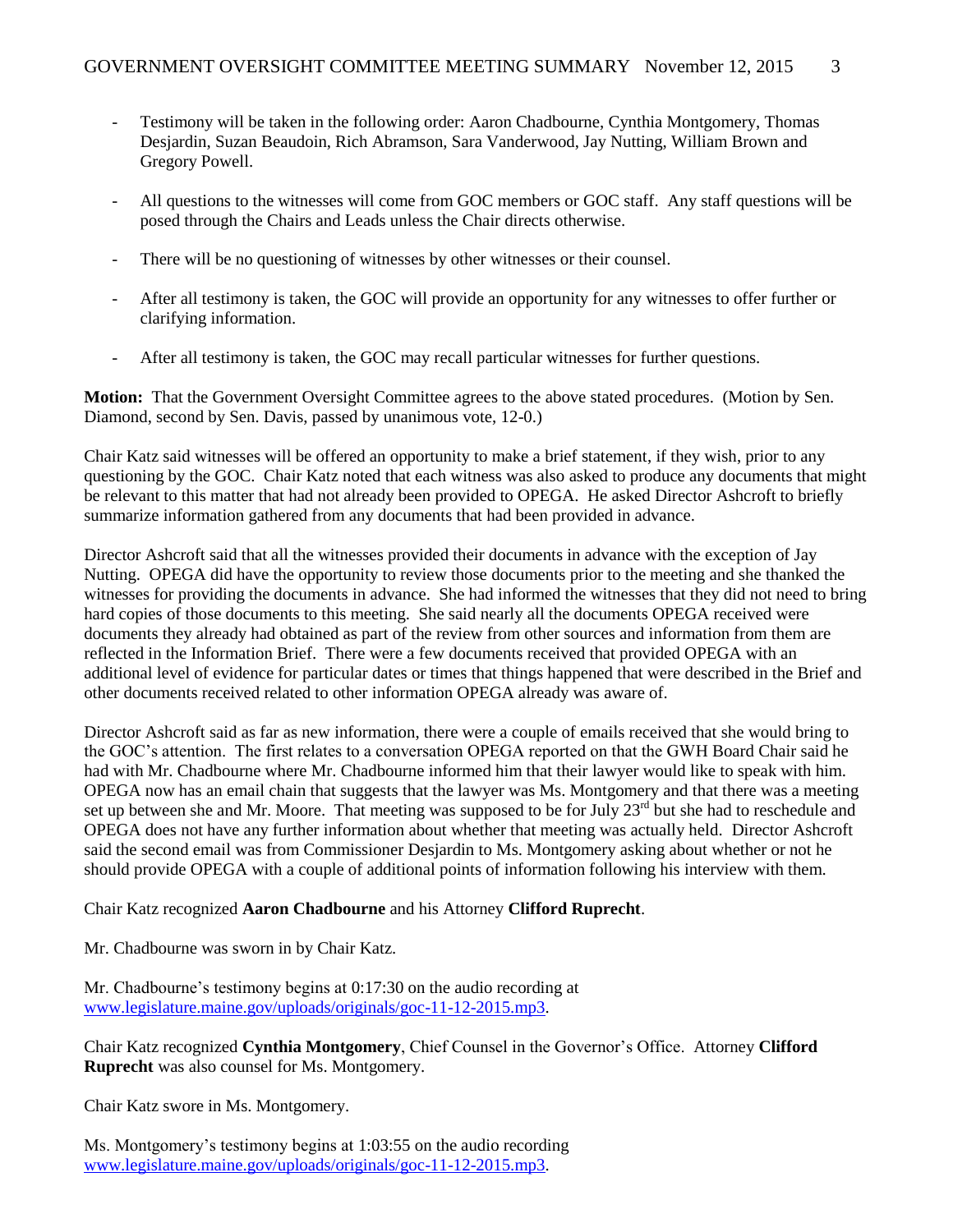- Testimony will be taken in the following order: Aaron Chadbourne, Cynthia Montgomery, Thomas Desjardin, Suzan Beaudoin, Rich Abramson, Sara Vanderwood, Jay Nutting, William Brown and Gregory Powell.

- All questions to the witnesses will come from GOC members or GOC staff. Any staff questions will be posed through the Chairs and Leads unless the Chair directs otherwise.

- There will be no questioning of witnesses by other witnesses or their counsel.

- After all testimony is taken, the GOC will provide an opportunity for any witnesses to offer further or clarifying information.

- After all testimony is taken, the GOC may recall particular witnesses for further questions.

**Motion:** That the Government Oversight Committee agrees to the above stated procedures. (Motion by Sen. Diamond, second by Sen. Davis, passed by unanimous vote, 12-0.)

Chair Katz said witnesses will be offered an opportunity to make a brief statement, if they wish, prior to any questioning by the GOC. Chair Katz noted that each witness was also asked to produce any documents that might be relevant to this matter that had not already been provided to OPEGA. He asked Director Ashcroft to briefly summarize information gathered from any documents that had been provided in advance.

Director Ashcroft said that all the witnesses provided their documents in advance with the exception of Jay Nutting. OPEGA did have the opportunity to review those documents prior to the meeting and she thanked the witnesses for providing the documents in advance. She had informed the witnesses that they did not need to bring hard copies of those documents to this meeting. She said nearly all the documents OPEGA received were documents they already had obtained as part of the review from other sources and information from them are reflected in the Information Brief. There were a few documents received that provided OPEGA with an additional level of evidence for particular dates or times that things happened that were described in the Brief and other documents received related to other information OPEGA already was aware of.

Director Ashcroft said as far as new information, there were a couple of emails received that she would bring to the GOC's attention. The first relates to a conversation OPEGA reported on that the GWH Board Chair said he had with Mr. Chadbourne where Mr. Chadbourne informed him that their lawyer would like to speak with him. OPEGA now has an email chain that suggests that the lawyer was Ms. Montgomery and that there was a meeting set up between she and Mr. Moore. That meeting was supposed to be for July 23rd but she had to reschedule and OPEGA does not have any further information about whether that meeting was actually held. Director Ashcroft said the second email was from Commissioner Desjardin to Ms. Montgomery asking about whether or not he should provide OPEGA with a couple of additional points of information following his interview with them.

Chair Katz recognized **Aaron Chadbourne** and his Attorney **Clifford Ruprecht**.

Mr. Chadbourne was sworn in by Chair Katz.

Mr. Chadbourne's testimony begins at 0:17:30 on the audio recording at www.legislature.maine.gov/uploads/originals/goc-11-12-2015.mp3.

Chair Katz recognized **Cynthia Montgomery**, Chief Counsel in the Governor's Office. Attorney **Clifford Ruprecht** was also counsel for Ms. Montgomery.

Chair Katz swore in Ms. Montgomery.

Ms. Montgomery's testimony begins at 1:03:55 on the audio recording www.legislature.maine.gov/uploads/originals/goc-11-12-2015.mp3.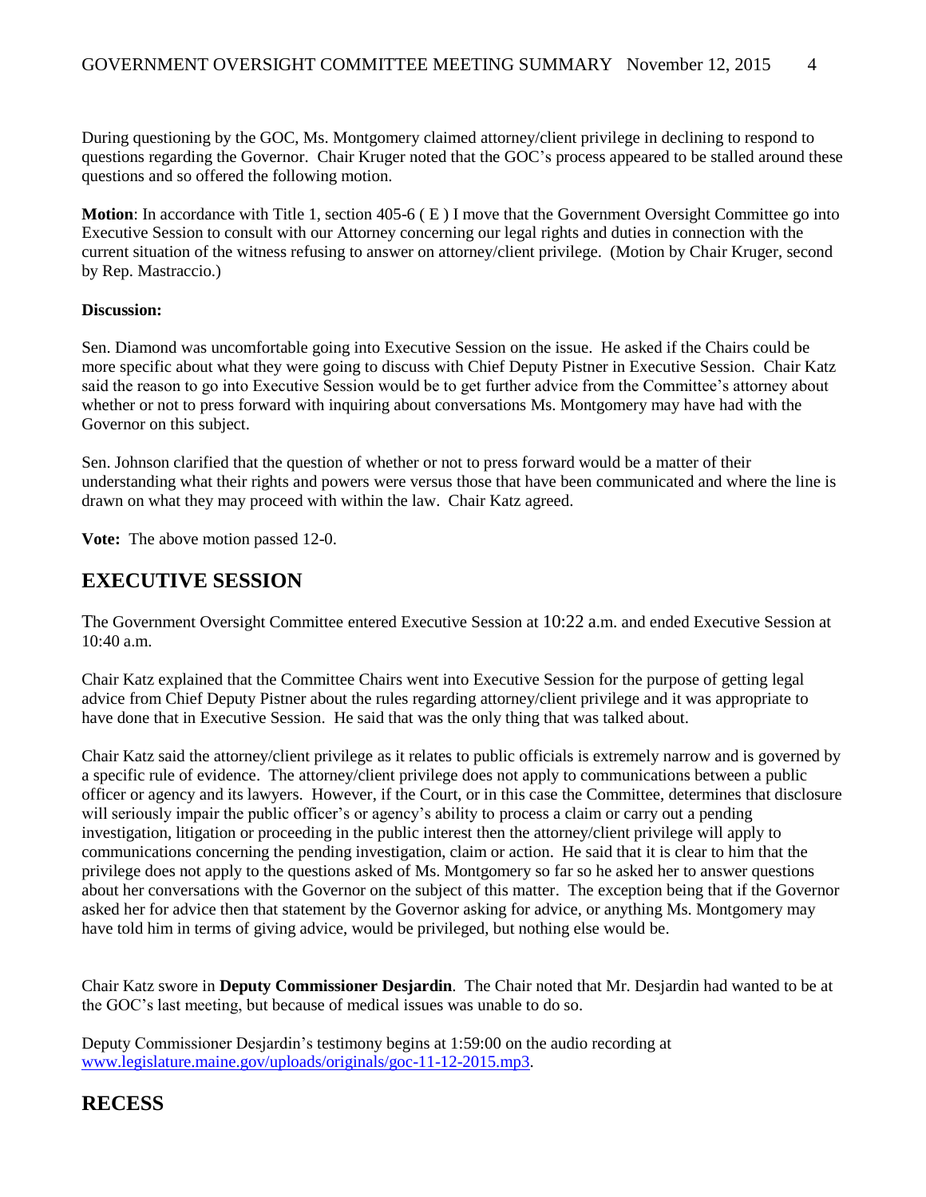During questioning by the GOC, Ms. Montgomery claimed attorney/client privilege in declining to respond to questions regarding the Governor. Chair Kruger noted that the GOC's process appeared to be stalled around these questions and so offered the following motion.

**Motion**: In accordance with Title 1, section 405-6 ( E ) I move that the Government Oversight Committee go into Executive Session to consult with our Attorney concerning our legal rights and duties in connection with the current situation of the witness refusing to answer on attorney/client privilege. (Motion by Chair Kruger, second by Rep. Mastraccio.)

**Discussion:**

Sen. Diamond was uncomfortable going into Executive Session on the issue. He asked if the Chairs could be more specific about what they were going to discuss with Chief Deputy Pistner in Executive Session. Chair Katz said the reason to go into Executive Session would be to get further advice from the Committee's attorney about whether or not to press forward with inquiring about conversations Ms. Montgomery may have had with the Governor on this subject.

Sen. Johnson clarified that the question of whether or not to press forward would be a matter of their understanding what their rights and powers were versus those that have been communicated and where the line is drawn on what they may proceed with within the law. Chair Katz agreed.

**Vote:** The above motion passed 12-0.

## EXECUTIVE SESSION

The Government Oversight Committee entered Executive Session at 10:22 a.m. and ended Executive Session at 10:40 a.m.

Chair Katz explained that the Committee Chairs went into Executive Session for the purpose of getting legal advice from Chief Deputy Pistner about the rules regarding attorney/client privilege and it was appropriate to have done that in Executive Session. He said that was the only thing that was talked about.

Chair Katz said the attorney/client privilege as it relates to public officials is extremely narrow and is governed by a specific rule of evidence. The attorney/client privilege does not apply to communications between a public officer or agency and its lawyers. However, if the Court, or in this case the Committee, determines that disclosure will seriously impair the public officer's or agency's ability to process a claim or carry out a pending investigation, litigation or proceeding in the public interest then the attorney/client privilege will apply to communications concerning the pending investigation, claim or action. He said that it is clear to him that the privilege does not apply to the questions asked of Ms. Montgomery so far so he asked her to answer questions about her conversations with the Governor on the subject of this matter. The exception being that if the Governor asked her for advice then that statement by the Governor asking for advice, or anything Ms. Montgomery may have told him in terms of giving advice, would be privileged, but nothing else would be.

Chair Katz swore in **Deputy Commissioner Desjardin**. The Chair noted that Mr. Desjardin had wanted to be at the GOC's last meeting, but because of medical issues was unable to do so.

Deputy Commissioner Desjardin's testimony begins at 1:59:00 on the audio recording at [www.legislature.maine.gov/uploads/originals/goc-11-12-2015.mp3](www.legislature.maine.gov/uploads/originals/goc-11-12-2015.mp3).

## RECESS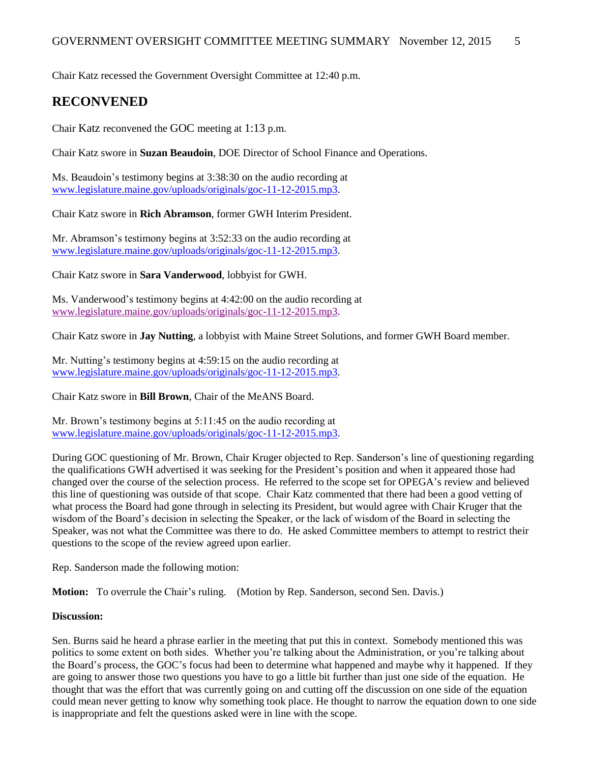Chair Katz recessed the Government Oversight Committee at 12:40 p.m.

## RECONVENED

Chair Katz reconvened the GOC meeting at 1:13 p.m.

Chair Katz swore in **Suzan Beaudoin**, DOE Director of School Finance and Operations.

Ms. Beaudoin's testimony begins at 3:38:30 on the audio recording at www.legislature.maine.gov/uploads/originals/goc-11-12-2015.mp3.

Chair Katz swore in **Rich Abramson**, former GWH Interim President.

Mr. Abramson's testimony begins at 3:52:33 on the audio recording at www.legislature.maine.gov/uploads/originals/goc-11-12-2015.mp3.

Chair Katz swore in **Sara Vanderwood**, lobbyist for GWH.

Ms. Vanderwood's testimony begins at 4:42:00 on the audio recording at www.legislature.maine.gov/uploads/originals/goc-11-12-2015.mp3.

Chair Katz swore in **Jay Nutting**, a lobbyist with Maine Street Solutions, and former GWH Board member.

Mr. Nutting's testimony begins at 4:59:15 on the audio recording at www.legislature.maine.gov/uploads/originals/goc-11-12-2015.mp3.

Chair Katz swore in **Bill Brown**, Chair of the MeANS Board.

Mr. Brown's testimony begins at 5:11:45 on the audio recording at www.legislature.maine.gov/uploads/originals/goc-11-12-2015.mp3.

During GOC questioning of Mr. Brown, Chair Kruger objected to Rep. Sanderson's line of questioning regarding the qualifications GWH advertised it was seeking for the President's position and when it appeared those had changed over the course of the selection process. He referred to the scope set for OPEGA's review and believed this line of questioning was outside of that scope. Chair Katz commented that there had been a good vetting of what process the Board had gone through in selecting its President, but would agree with Chair Kruger that the wisdom of the Board's decision in selecting the Speaker, or the lack of wisdom of the Board in selecting the Speaker, was not what the Committee was there to do. He asked Committee members to attempt to restrict their questions to the scope of the review agreed upon earlier.

Rep. Sanderson made the following motion:

**Motion:** To overrule the Chair's ruling. (Motion by Rep. Sanderson, second Sen. Davis.)

**Discussion:**

Sen. Burns said he heard a phrase earlier in the meeting that put this in context. Somebody mentioned this was politics to some extent on both sides. Whether you're talking about the Administration, or you're talking about the Board's process, the GOC's focus had been to determine what happened and maybe why it happened. If they are going to answer those two questions you have to go a little bit further than just one side of the equation. He thought that was the effort that was currently going on and cutting off the discussion on one side of the equation could mean never getting to know why something took place. He thought to narrow the equation down to one side is inappropriate and felt the questions asked were in line with the scope.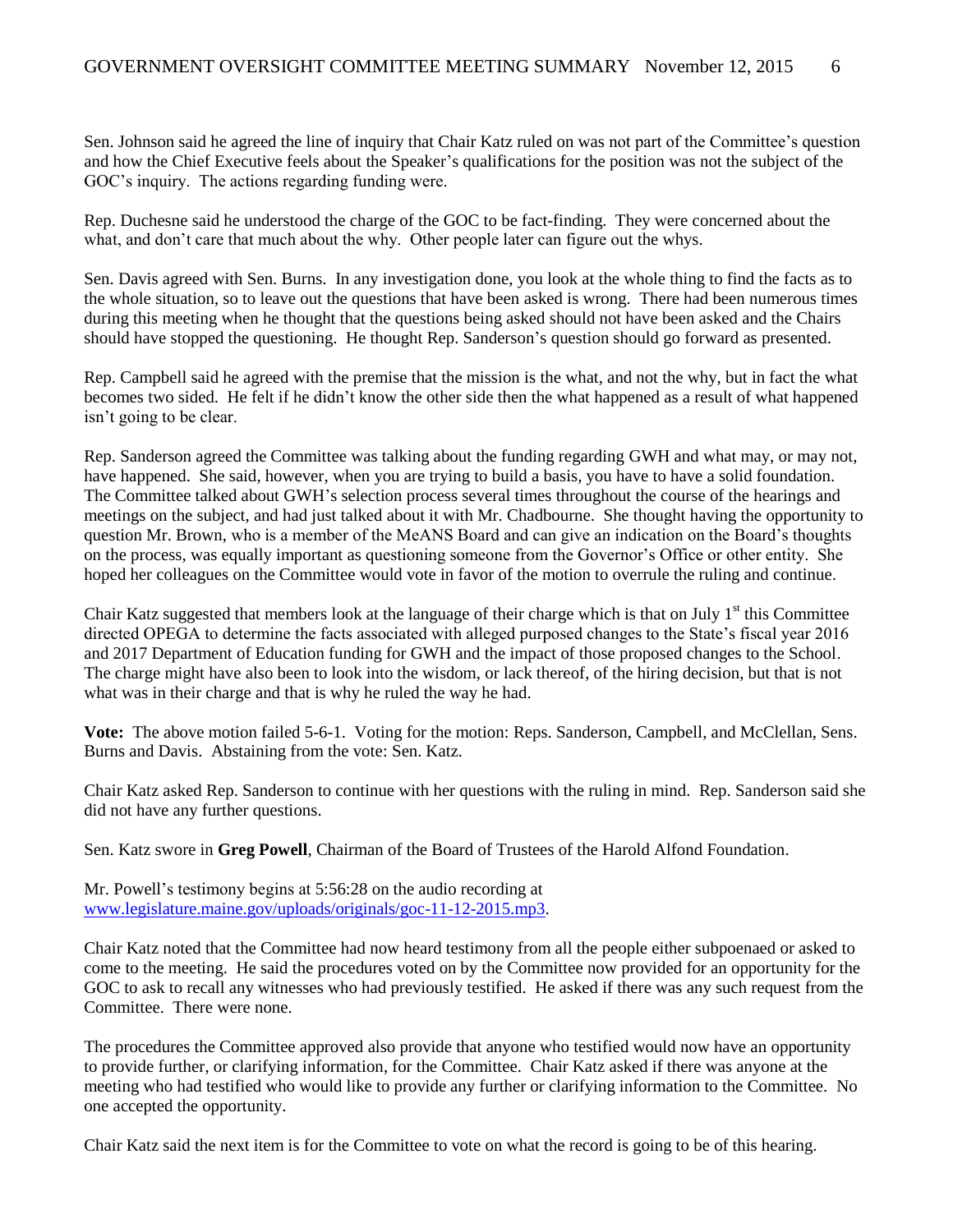Sen. Johnson said he agreed the line of inquiry that Chair Katz ruled on was not part of the Committee's question and how the Chief Executive feels about the Speaker's qualifications for the position was not the subject of the GOC's inquiry. The actions regarding funding were.

Rep. Duchesne said he understood the charge of the GOC to be fact-finding. They were concerned about the what, and don't care that much about the why. Other people later can figure out the whys.

Sen. Davis agreed with Sen. Burns. In any investigation done, you look at the whole thing to find the facts as to the whole situation, so to leave out the questions that have been asked is wrong. There had been numerous times during this meeting when he thought that the questions being asked should not have been asked and the Chairs should have stopped the questioning. He thought Rep. Sanderson's question should go forward as presented.

Rep. Campbell said he agreed with the premise that the mission is the what, and not the why, but in fact the what becomes two sided. He felt if he didn't know the other side then the what happened as a result of what happened isn't going to be clear.

Rep. Sanderson agreed the Committee was talking about the funding regarding GWH and what may, or may not, have happened. She said, however, when you are trying to build a basis, you have to have a solid foundation. The Committee talked about GWH's selection process several times throughout the course of the hearings and meetings on the subject, and had just talked about it with Mr. Chadbourne. She thought having the opportunity to question Mr. Brown, who is a member of the MeANS Board and can give an indication on the Board's thoughts on the process, was equally important as questioning someone from the Governor's Office or other entity. She hoped her colleagues on the Committee would vote in favor of the motion to overrule the ruling and continue.

Chair Katz suggested that members look at the language of their charge which is that on July 1st this Committee directed OPEGA to determine the facts associated with alleged purposed changes to the State's fiscal year 2016 and 2017 Department of Education funding for GWH and the impact of those proposed changes to the School. The charge might have also been to look into the wisdom, or lack thereof, of the hiring decision, but that is not what was in their charge and that is why he ruled the way he had.

**Vote:** The above motion failed 5-6-1. Voting for the motion: Reps. Sanderson, Campbell, and McClellan, Sens. Burns and Davis. Abstaining from the vote: Sen. Katz.

Chair Katz asked Rep. Sanderson to continue with her questions with the ruling in mind. Rep. Sanderson said she did not have any further questions.

Sen. Katz swore in **Greg Powell**, Chairman of the Board of Trustees of the Harold Alfond Foundation.

Mr. Powell's testimony begins at 5:56:28 on the audio recording at www.legislature.maine.gov/uploads/originals/goc-11-12-2015.mp3.

Chair Katz noted that the Committee had now heard testimony from all the people either subpoenaed or asked to come to the meeting. He said the procedures voted on by the Committee now provided for an opportunity for the GOC to ask to recall any witnesses who had previously testified. He asked if there was any such request from the Committee. There were none.

The procedures the Committee approved also provide that anyone who testified would now have an opportunity to provide further, or clarifying information, for the Committee. Chair Katz asked if there was anyone at the meeting who had testified who would like to provide any further or clarifying information to the Committee. No one accepted the opportunity.

Chair Katz said the next item is for the Committee to vote on what the record is going to be of this hearing.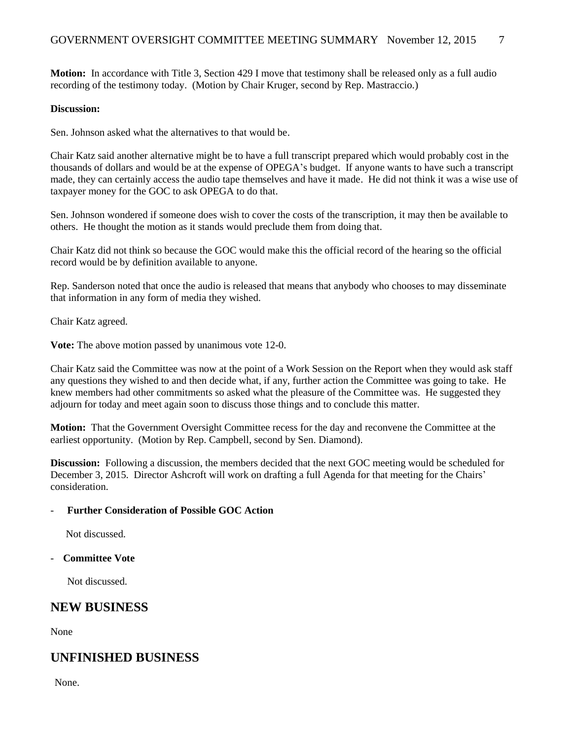**Motion:** In accordance with Title 3, Section 429 I move that testimony shall be released only as a full audio recording of the testimony today. (Motion by Chair Kruger, second by Rep. Mastraccio.)

**Discussion:**

Sen. Johnson asked what the alternatives to that would be.

Chair Katz said another alternative might be to have a full transcript prepared which would probably cost in the thousands of dollars and would be at the expense of OPEGA's budget. If anyone wants to have such a transcript made, they can certainly access the audio tape themselves and have it made. He did not think it was a wise use of taxpayer money for the GOC to ask OPEGA to do that.

Sen. Johnson wondered if someone does wish to cover the costs of the transcription, it may then be available to others. He thought the motion as it stands would preclude them from doing that.

Chair Katz did not think so because the GOC would make this the official record of the hearing so the official record would be by definition available to anyone.

Rep. Sanderson noted that once the audio is released that means that anybody who chooses to may disseminate that information in any form of media they wished.

Chair Katz agreed.

**Vote:** The above motion passed by unanimous vote 12-0.

Chair Katz said the Committee was now at the point of a Work Session on the Report when they would ask staff any questions they wished to and then decide what, if any, further action the Committee was going to take. He knew members had other commitments so asked what the pleasure of the Committee was. He suggested they adjourn for today and meet again soon to discuss those things and to conclude this matter.

**Motion:** That the Government Oversight Committee recess for the day and reconvene the Committee at the earliest opportunity. (Motion by Rep. Campbell, second by Sen. Diamond).

**Discussion:** Following a discussion, the members decided that the next GOC meeting would be scheduled for December 3, 2015. Director Ashcroft will work on drafting a full Agenda for that meeting for the Chairs' consideration.

- **Further Consideration of Possible GOC Action**

  Not discussed.

- **Committee Vote**

  Not discussed.

## NEW BUSINESS

None

## UNFINISHED BUSINESS

None.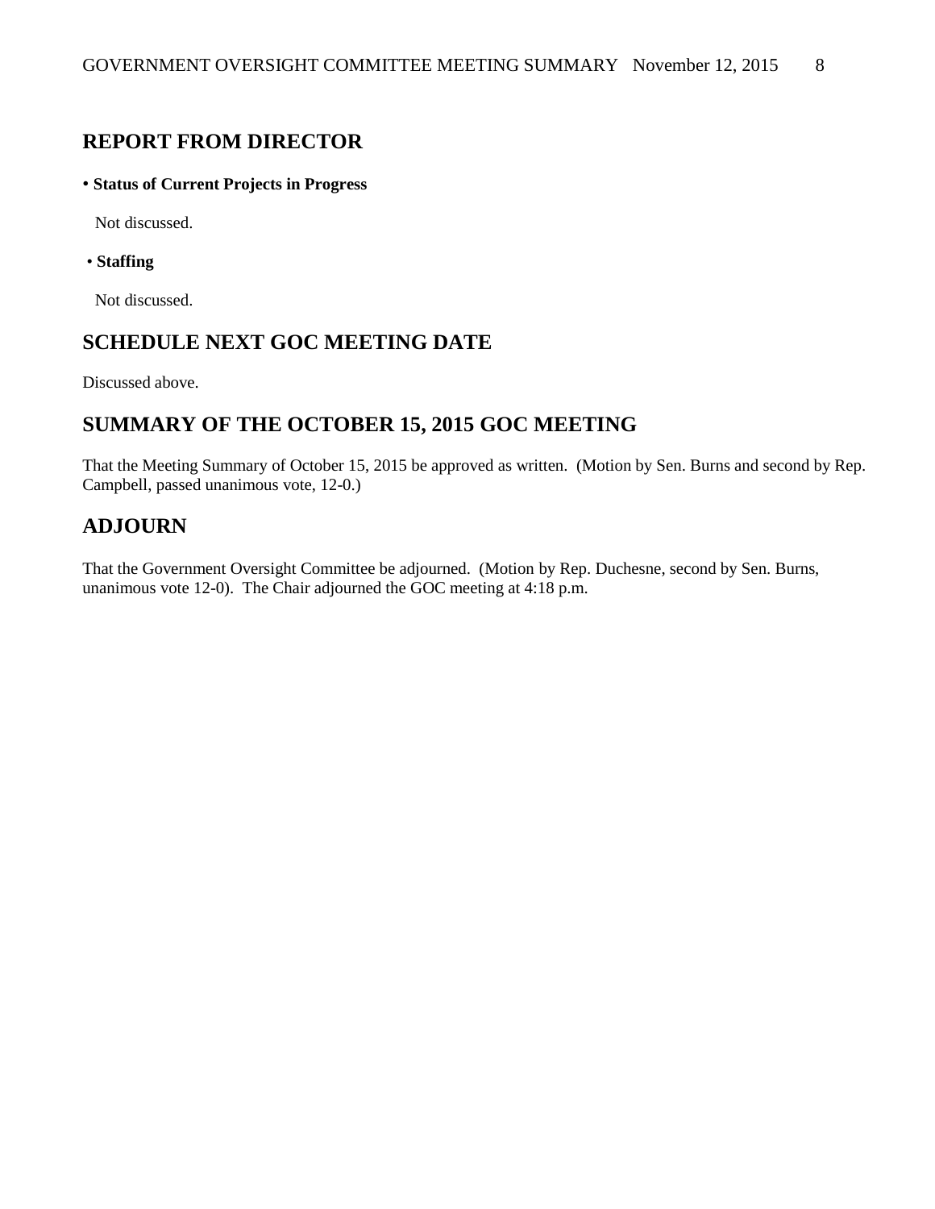## REPORT FROM DIRECTOR

- **Status of Current Projects in Progress**

  Not discussed.

- **Staffing**

  Not discussed.

## SCHEDULE NEXT GOC MEETING DATE

Discussed above.

## SUMMARY OF THE OCTOBER 15, 2015 GOC MEETING

That the Meeting Summary of October 15, 2015 be approved as written. (Motion by Sen. Burns and second by Rep. Campbell, passed unanimous vote, 12-0.)

## ADJOURN

That the Government Oversight Committee be adjourned. (Motion by Rep. Duchesne, second by Sen. Burns, unanimous vote 12-0). The Chair adjourned the GOC meeting at 4:18 p.m.